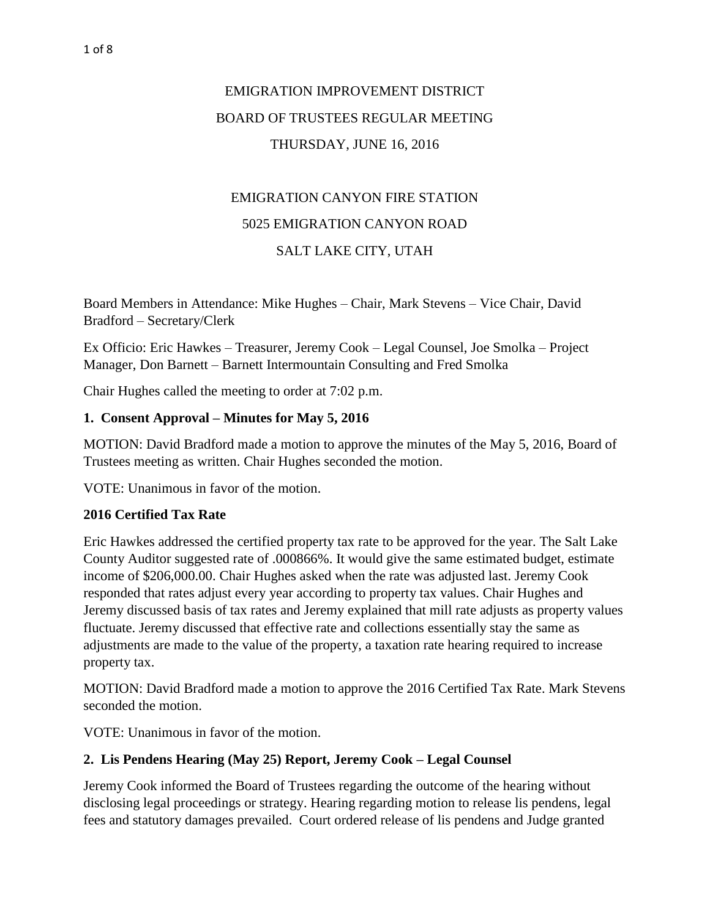# EMIGRATION IMPROVEMENT DISTRICT

## BOARD OF TRUSTEES REGULAR MEETING

## THURSDAY, JUNE 16, 2016

EMIGRATION CANYON FIRE STATION

5025 EMIGRATION CANYON ROAD

SALT LAKE CITY, UTAH

Board Members in Attendance: Mike Hughes – Chair, Mark Stevens – Vice Chair, David Bradford – Secretary/Clerk

Ex Officio: Eric Hawkes – Treasurer, Jeremy Cook – Legal Counsel, Joe Smolka – Project Manager, Don Barnett – Barnett Intermountain Consulting and Fred Smolka

Chair Hughes called the meeting to order at 7:02 p.m.

### 1. Consent Approval – Minutes for May 5, 2016

MOTION: David Bradford made a motion to approve the minutes of the May 5, 2016, Board of Trustees meeting as written. Chair Hughes seconded the motion.

VOTE: Unanimous in favor of the motion.

### 2016 Certified Tax Rate

Eric Hawkes addressed the certified property tax rate to be approved for the year. The Salt Lake County Auditor suggested rate of .000866%. It would give the same estimated budget, estimate income of $206,000.00. Chair Hughes asked when the rate was adjusted last. Jeremy Cook responded that rates adjust every year according to property tax values. Chair Hughes and Jeremy discussed basis of tax rates and Jeremy explained that mill rate adjusts as property values fluctuate. Jeremy discussed that effective rate and collections essentially stay the same as adjustments are made to the value of the property, a taxation rate hearing required to increase property tax.

MOTION: David Bradford made a motion to approve the 2016 Certified Tax Rate. Mark Stevens seconded the motion.

VOTE: Unanimous in favor of the motion.

### 2. Lis Pendens Hearing (May 25) Report, Jeremy Cook – Legal Counsel

Jeremy Cook informed the Board of Trustees regarding the outcome of the hearing without disclosing legal proceedings or strategy. Hearing regarding motion to release lis pendens, legal fees and statutory damages prevailed. Court ordered release of lis pendens and Judge granted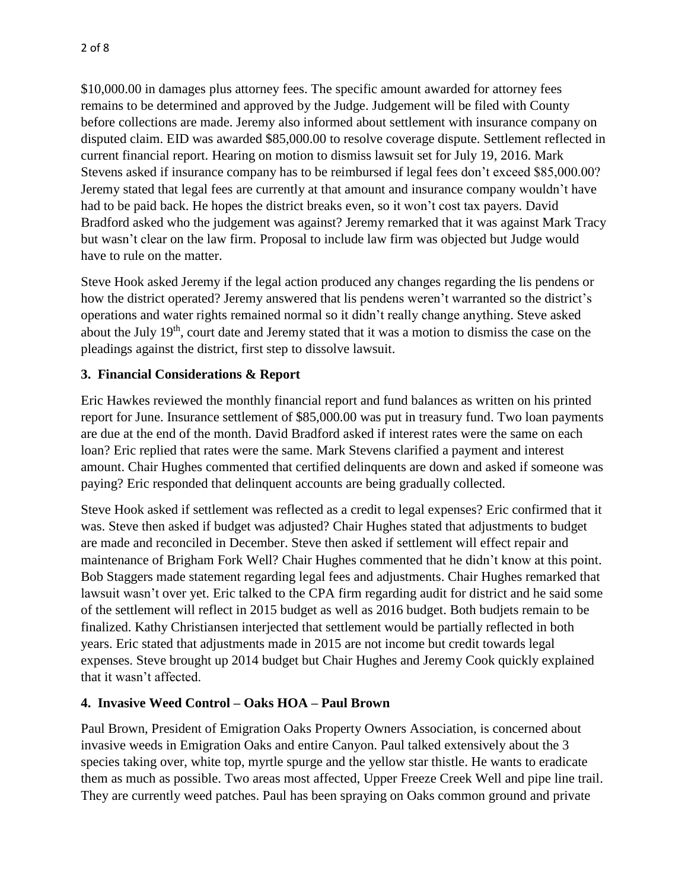$10,000.00 in damages plus attorney fees. The specific amount awarded for attorney fees remains to be determined and approved by the Judge. Judgement will be filed with County before collections are made. Jeremy also informed about settlement with insurance company on disputed claim. EID was awarded $85,000.00 to resolve coverage dispute. Settlement reflected in current financial report. Hearing on motion to dismiss lawsuit set for July 19, 2016. Mark Stevens asked if insurance company has to be reimbursed if legal fees don't exceed $85,000.00? Jeremy stated that legal fees are currently at that amount and insurance company wouldn't have had to be paid back. He hopes the district breaks even, so it won't cost tax payers. David Bradford asked who the judgement was against? Jeremy remarked that it was against Mark Tracy but wasn't clear on the law firm. Proposal to include law firm was objected but Judge would have to rule on the matter.

Steve Hook asked Jeremy if the legal action produced any changes regarding the lis pendens or how the district operated? Jeremy answered that lis pendens weren't warranted so the district's operations and water rights remained normal so it didn't really change anything. Steve asked about the July 19th, court date and Jeremy stated that it was a motion to dismiss the case on the pleadings against the district, first step to dissolve lawsuit.

### 3. Financial Considerations & Report

Eric Hawkes reviewed the monthly financial report and fund balances as written on his printed report for June. Insurance settlement of $85,000.00 was put in treasury fund. Two loan payments are due at the end of the month. David Bradford asked if interest rates were the same on each loan? Eric replied that rates were the same. Mark Stevens clarified a payment and interest amount. Chair Hughes commented that certified delinquents are down and asked if someone was paying? Eric responded that delinquent accounts are being gradually collected.

Steve Hook asked if settlement was reflected as a credit to legal expenses? Eric confirmed that it was. Steve then asked if budget was adjusted? Chair Hughes stated that adjustments to budget are made and reconciled in December. Steve then asked if settlement will effect repair and maintenance of Brigham Fork Well? Chair Hughes commented that he didn't know at this point. Bob Staggers made statement regarding legal fees and adjustments. Chair Hughes remarked that lawsuit wasn't over yet. Eric talked to the CPA firm regarding audit for district and he said some of the settlement will reflect in 2015 budget as well as 2016 budget. Both budjets remain to be finalized. Kathy Christiansen interjected that settlement would be partially reflected in both years. Eric stated that adjustments made in 2015 are not income but credit towards legal expenses. Steve brought up 2014 budget but Chair Hughes and Jeremy Cook quickly explained that it wasn't affected.

### 4. Invasive Weed Control – Oaks HOA – Paul Brown

Paul Brown, President of Emigration Oaks Property Owners Association, is concerned about invasive weeds in Emigration Oaks and entire Canyon. Paul talked extensively about the 3 species taking over, white top, myrtle spurge and the yellow star thistle. He wants to eradicate them as much as possible. Two areas most affected, Upper Freeze Creek Well and pipe line trail. They are currently weed patches. Paul has been spraying on Oaks common ground and private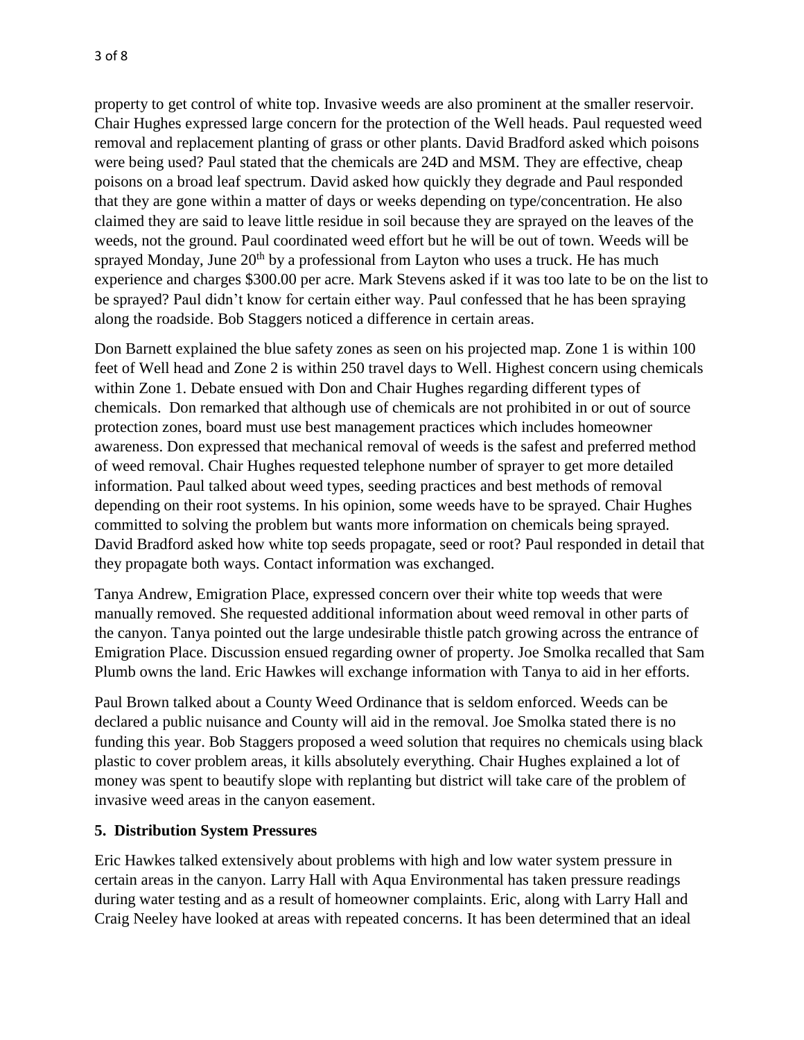property to get control of white top. Invasive weeds are also prominent at the smaller reservoir. Chair Hughes expressed large concern for the protection of the Well heads. Paul requested weed removal and replacement planting of grass or other plants. David Bradford asked which poisons were being used? Paul stated that the chemicals are 24D and MSM. They are effective, cheap poisons on a broad leaf spectrum. David asked how quickly they degrade and Paul responded that they are gone within a matter of days or weeks depending on type/concentration. He also claimed they are said to leave little residue in soil because they are sprayed on the leaves of the weeds, not the ground. Paul coordinated weed effort but he will be out of town. Weeds will be sprayed Monday, June 20th by a professional from Layton who uses a truck. He has much experience and charges $300.00 per acre. Mark Stevens asked if it was too late to be on the list to be sprayed? Paul didn't know for certain either way. Paul confessed that he has been spraying along the roadside. Bob Staggers noticed a difference in certain areas.

Don Barnett explained the blue safety zones as seen on his projected map. Zone 1 is within 100 feet of Well head and Zone 2 is within 250 travel days to Well. Highest concern using chemicals within Zone 1. Debate ensued with Don and Chair Hughes regarding different types of chemicals. Don remarked that although use of chemicals are not prohibited in or out of source protection zones, board must use best management practices which includes homeowner awareness. Don expressed that mechanical removal of weeds is the safest and preferred method of weed removal. Chair Hughes requested telephone number of sprayer to get more detailed information. Paul talked about weed types, seeding practices and best methods of removal depending on their root systems. In his opinion, some weeds have to be sprayed. Chair Hughes committed to solving the problem but wants more information on chemicals being sprayed. David Bradford asked how white top seeds propagate, seed or root? Paul responded in detail that they propagate both ways. Contact information was exchanged.

Tanya Andrew, Emigration Place, expressed concern over their white top weeds that were manually removed. She requested additional information about weed removal in other parts of the canyon. Tanya pointed out the large undesirable thistle patch growing across the entrance of Emigration Place. Discussion ensued regarding owner of property. Joe Smolka recalled that Sam Plumb owns the land. Eric Hawkes will exchange information with Tanya to aid in her efforts.

Paul Brown talked about a County Weed Ordinance that is seldom enforced. Weeds can be declared a public nuisance and County will aid in the removal. Joe Smolka stated there is no funding this year. Bob Staggers proposed a weed solution that requires no chemicals using black plastic to cover problem areas, it kills absolutely everything. Chair Hughes explained a lot of money was spent to beautify slope with replanting but district will take care of the problem of invasive weed areas in the canyon easement.

**5. Distribution System Pressures**

Eric Hawkes talked extensively about problems with high and low water system pressure in certain areas in the canyon. Larry Hall with Aqua Environmental has taken pressure readings during water testing and as a result of homeowner complaints. Eric, along with Larry Hall and Craig Neeley have looked at areas with repeated concerns. It has been determined that an ideal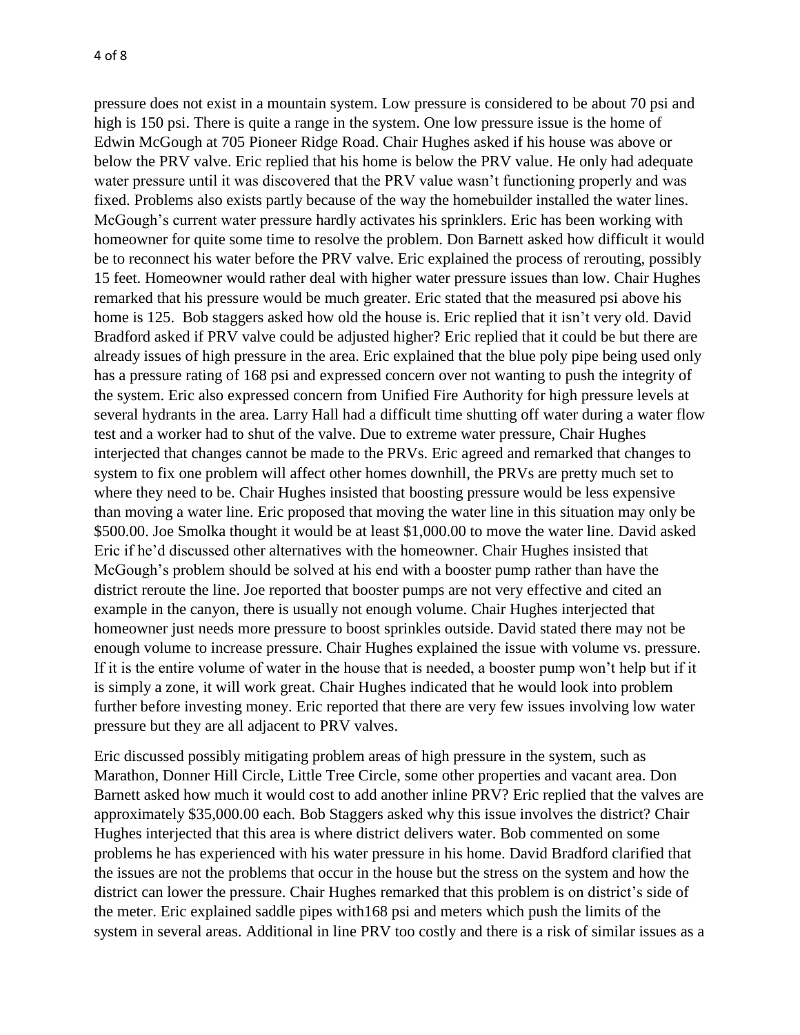pressure does not exist in a mountain system. Low pressure is considered to be about 70 psi and high is 150 psi. There is quite a range in the system. One low pressure issue is the home of Edwin McGough at 705 Pioneer Ridge Road. Chair Hughes asked if his house was above or below the PRV valve. Eric replied that his home is below the PRV value. He only had adequate water pressure until it was discovered that the PRV value wasn't functioning properly and was fixed. Problems also exists partly because of the way the homebuilder installed the water lines. McGough's current water pressure hardly activates his sprinklers. Eric has been working with homeowner for quite some time to resolve the problem. Don Barnett asked how difficult it would be to reconnect his water before the PRV valve. Eric explained the process of rerouting, possibly 15 feet. Homeowner would rather deal with higher water pressure issues than low. Chair Hughes remarked that his pressure would be much greater. Eric stated that the measured psi above his home is 125. Bob staggers asked how old the house is. Eric replied that it isn't very old. David Bradford asked if PRV valve could be adjusted higher? Eric replied that it could be but there are already issues of high pressure in the area. Eric explained that the blue poly pipe being used only has a pressure rating of 168 psi and expressed concern over not wanting to push the integrity of the system. Eric also expressed concern from Unified Fire Authority for high pressure levels at several hydrants in the area. Larry Hall had a difficult time shutting off water during a water flow test and a worker had to shut of the valve. Due to extreme water pressure, Chair Hughes interjected that changes cannot be made to the PRVs. Eric agreed and remarked that changes to system to fix one problem will affect other homes downhill, the PRVs are pretty much set to where they need to be. Chair Hughes insisted that boosting pressure would be less expensive than moving a water line. Eric proposed that moving the water line in this situation may only be \$500.00. Joe Smolka thought it would be at least \$1,000.00 to move the water line. David asked Eric if he'd discussed other alternatives with the homeowner. Chair Hughes insisted that McGough's problem should be solved at his end with a booster pump rather than have the district reroute the line. Joe reported that booster pumps are not very effective and cited an example in the canyon, there is usually not enough volume. Chair Hughes interjected that homeowner just needs more pressure to boost sprinkles outside. David stated there may not be enough volume to increase pressure. Chair Hughes explained the issue with volume vs. pressure. If it is the entire volume of water in the house that is needed, a booster pump won't help but if it is simply a zone, it will work great. Chair Hughes indicated that he would look into problem further before investing money. Eric reported that there are very few issues involving low water pressure but they are all adjacent to PRV valves.

Eric discussed possibly mitigating problem areas of high pressure in the system, such as Marathon, Donner Hill Circle, Little Tree Circle, some other properties and vacant area. Don Barnett asked how much it would cost to add another inline PRV? Eric replied that the valves are approximately \$35,000.00 each. Bob Staggers asked why this issue involves the district? Chair Hughes interjected that this area is where district delivers water. Bob commented on some problems he has experienced with his water pressure in his home. David Bradford clarified that the issues are not the problems that occur in the house but the stress on the system and how the district can lower the pressure. Chair Hughes remarked that this problem is on district's side of the meter. Eric explained saddle pipes with168 psi and meters which push the limits of the system in several areas. Additional in line PRV too costly and there is a risk of similar issues as a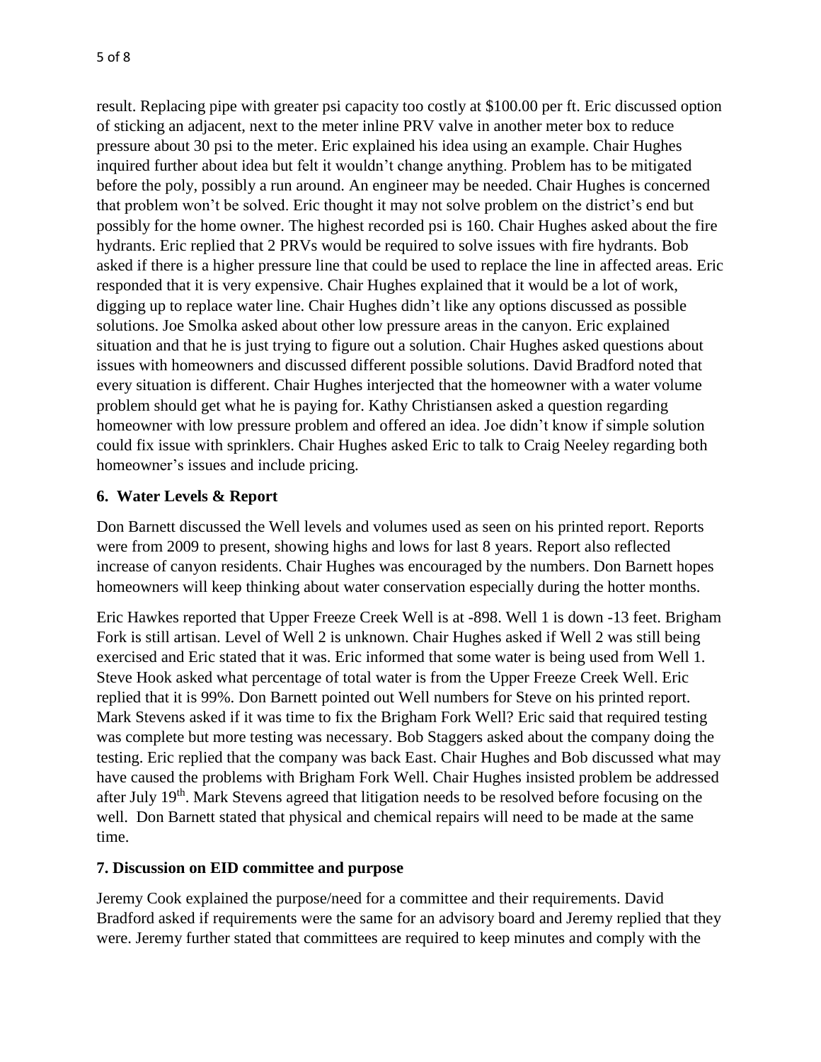result. Replacing pipe with greater psi capacity too costly at $100.00 per ft. Eric discussed option of sticking an adjacent, next to the meter inline PRV valve in another meter box to reduce pressure about 30 psi to the meter. Eric explained his idea using an example. Chair Hughes inquired further about idea but felt it wouldn't change anything. Problem has to be mitigated before the poly, possibly a run around. An engineer may be needed. Chair Hughes is concerned that problem won't be solved. Eric thought it may not solve problem on the district's end but possibly for the home owner. The highest recorded psi is 160. Chair Hughes asked about the fire hydrants. Eric replied that 2 PRVs would be required to solve issues with fire hydrants. Bob asked if there is a higher pressure line that could be used to replace the line in affected areas. Eric responded that it is very expensive. Chair Hughes explained that it would be a lot of work, digging up to replace water line. Chair Hughes didn't like any options discussed as possible solutions. Joe Smolka asked about other low pressure areas in the canyon. Eric explained situation and that he is just trying to figure out a solution. Chair Hughes asked questions about issues with homeowners and discussed different possible solutions. David Bradford noted that every situation is different. Chair Hughes interjected that the homeowner with a water volume problem should get what he is paying for. Kathy Christiansen asked a question regarding homeowner with low pressure problem and offered an idea. Joe didn't know if simple solution could fix issue with sprinklers. Chair Hughes asked Eric to talk to Craig Neeley regarding both homeowner's issues and include pricing.

### 6. Water Levels & Report

Don Barnett discussed the Well levels and volumes used as seen on his printed report. Reports were from 2009 to present, showing highs and lows for last 8 years. Report also reflected increase of canyon residents. Chair Hughes was encouraged by the numbers. Don Barnett hopes homeowners will keep thinking about water conservation especially during the hotter months.

Eric Hawkes reported that Upper Freeze Creek Well is at -898. Well 1 is down -13 feet. Brigham Fork is still artisan. Level of Well 2 is unknown. Chair Hughes asked if Well 2 was still being exercised and Eric stated that it was. Eric informed that some water is being used from Well 1. Steve Hook asked what percentage of total water is from the Upper Freeze Creek Well. Eric replied that it is 99%. Don Barnett pointed out Well numbers for Steve on his printed report. Mark Stevens asked if it was time to fix the Brigham Fork Well? Eric said that required testing was complete but more testing was necessary. Bob Staggers asked about the company doing the testing. Eric replied that the company was back East. Chair Hughes and Bob discussed what may have caused the problems with Brigham Fork Well. Chair Hughes insisted problem be addressed after July 19th. Mark Stevens agreed that litigation needs to be resolved before focusing on the well. Don Barnett stated that physical and chemical repairs will need to be made at the same time.

### 7. Discussion on EID committee and purpose

Jeremy Cook explained the purpose/need for a committee and their requirements. David Bradford asked if requirements were the same for an advisory board and Jeremy replied that they were. Jeremy further stated that committees are required to keep minutes and comply with the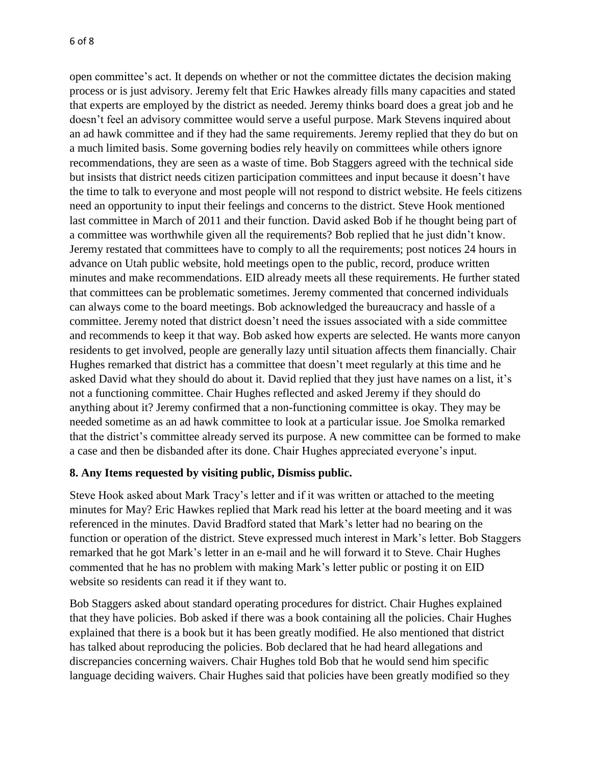open committee's act. It depends on whether or not the committee dictates the decision making process or is just advisory. Jeremy felt that Eric Hawkes already fills many capacities and stated that experts are employed by the district as needed. Jeremy thinks board does a great job and he doesn't feel an advisory committee would serve a useful purpose. Mark Stevens inquired about an ad hawk committee and if they had the same requirements. Jeremy replied that they do but on a much limited basis. Some governing bodies rely heavily on committees while others ignore recommendations, they are seen as a waste of time. Bob Staggers agreed with the technical side but insists that district needs citizen participation committees and input because it doesn't have the time to talk to everyone and most people will not respond to district website. He feels citizens need an opportunity to input their feelings and concerns to the district. Steve Hook mentioned last committee in March of 2011 and their function. David asked Bob if he thought being part of a committee was worthwhile given all the requirements? Bob replied that he just didn't know. Jeremy restated that committees have to comply to all the requirements; post notices 24 hours in advance on Utah public website, hold meetings open to the public, record, produce written minutes and make recommendations. EID already meets all these requirements. He further stated that committees can be problematic sometimes. Jeremy commented that concerned individuals can always come to the board meetings. Bob acknowledged the bureaucracy and hassle of a committee. Jeremy noted that district doesn't need the issues associated with a side committee and recommends to keep it that way. Bob asked how experts are selected. He wants more canyon residents to get involved, people are generally lazy until situation affects them financially. Chair Hughes remarked that district has a committee that doesn't meet regularly at this time and he asked David what they should do about it. David replied that they just have names on a list, it's not a functioning committee. Chair Hughes reflected and asked Jeremy if they should do anything about it? Jeremy confirmed that a non-functioning committee is okay. They may be needed sometime as an ad hawk committee to look at a particular issue. Joe Smolka remarked that the district's committee already served its purpose. A new committee can be formed to make a case and then be disbanded after its done. Chair Hughes appreciated everyone's input.

**8. Any Items requested by visiting public, Dismiss public.**

Steve Hook asked about Mark Tracy's letter and if it was written or attached to the meeting minutes for May? Eric Hawkes replied that Mark read his letter at the board meeting and it was referenced in the minutes. David Bradford stated that Mark's letter had no bearing on the function or operation of the district. Steve expressed much interest in Mark's letter. Bob Staggers remarked that he got Mark's letter in an e-mail and he will forward it to Steve. Chair Hughes commented that he has no problem with making Mark's letter public or posting it on EID website so residents can read it if they want to.

Bob Staggers asked about standard operating procedures for district. Chair Hughes explained that they have policies. Bob asked if there was a book containing all the policies. Chair Hughes explained that there is a book but it has been greatly modified. He also mentioned that district has talked about reproducing the policies. Bob declared that he had heard allegations and discrepancies concerning waivers. Chair Hughes told Bob that he would send him specific language deciding waivers. Chair Hughes said that policies have been greatly modified so they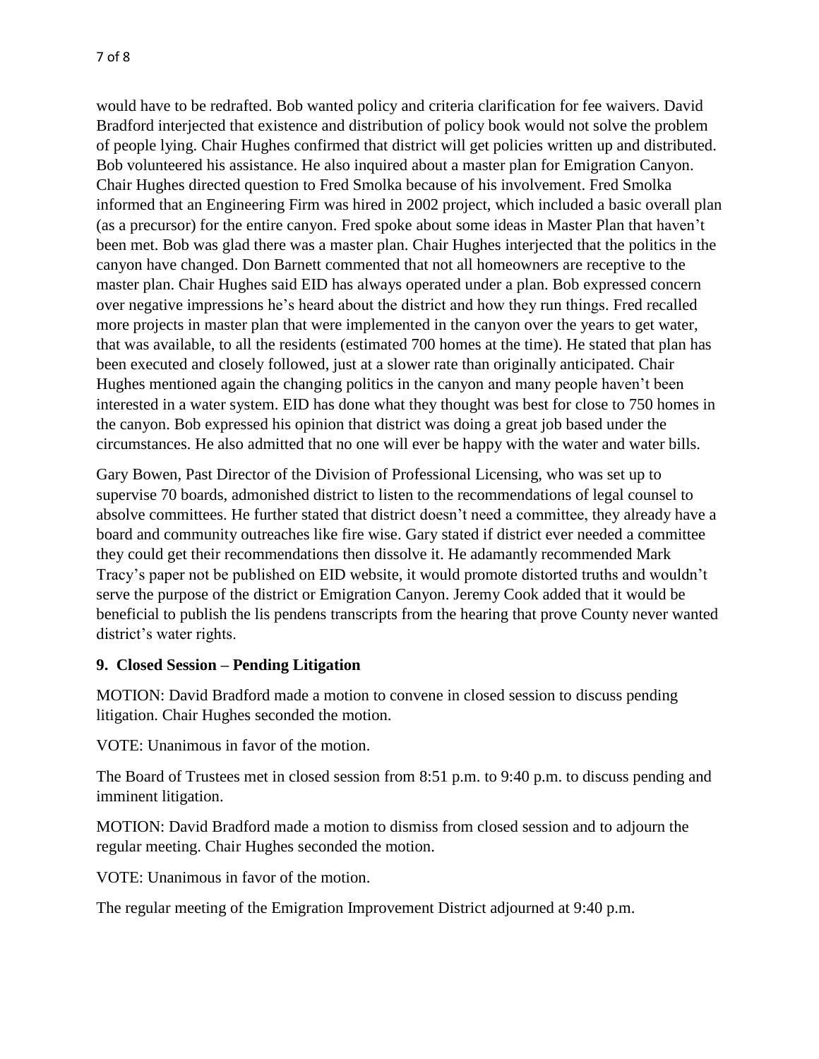would have to be redrafted. Bob wanted policy and criteria clarification for fee waivers. David Bradford interjected that existence and distribution of policy book would not solve the problem of people lying. Chair Hughes confirmed that district will get policies written up and distributed. Bob volunteered his assistance. He also inquired about a master plan for Emigration Canyon. Chair Hughes directed question to Fred Smolka because of his involvement. Fred Smolka informed that an Engineering Firm was hired in 2002 project, which included a basic overall plan (as a precursor) for the entire canyon. Fred spoke about some ideas in Master Plan that haven't been met. Bob was glad there was a master plan. Chair Hughes interjected that the politics in the canyon have changed. Don Barnett commented that not all homeowners are receptive to the master plan. Chair Hughes said EID has always operated under a plan. Bob expressed concern over negative impressions he's heard about the district and how they run things. Fred recalled more projects in master plan that were implemented in the canyon over the years to get water, that was available, to all the residents (estimated 700 homes at the time). He stated that plan has been executed and closely followed, just at a slower rate than originally anticipated. Chair Hughes mentioned again the changing politics in the canyon and many people haven't been interested in a water system. EID has done what they thought was best for close to 750 homes in the canyon. Bob expressed his opinion that district was doing a great job based under the circumstances. He also admitted that no one will ever be happy with the water and water bills.

Gary Bowen, Past Director of the Division of Professional Licensing, who was set up to supervise 70 boards, admonished district to listen to the recommendations of legal counsel to absolve committees. He further stated that district doesn't need a committee, they already have a board and community outreaches like fire wise. Gary stated if district ever needed a committee they could get their recommendations then dissolve it. He adamantly recommended Mark Tracy's paper not be published on EID website, it would promote distorted truths and wouldn't serve the purpose of the district or Emigration Canyon. Jeremy Cook added that it would be beneficial to publish the lis pendens transcripts from the hearing that prove County never wanted district's water rights.

**9. Closed Session – Pending Litigation**

MOTION: David Bradford made a motion to convene in closed session to discuss pending litigation. Chair Hughes seconded the motion.

VOTE: Unanimous in favor of the motion.

The Board of Trustees met in closed session from 8:51 p.m. to 9:40 p.m. to discuss pending and imminent litigation.

MOTION: David Bradford made a motion to dismiss from closed session and to adjourn the regular meeting. Chair Hughes seconded the motion.

VOTE: Unanimous in favor of the motion.

The regular meeting of the Emigration Improvement District adjourned at 9:40 p.m.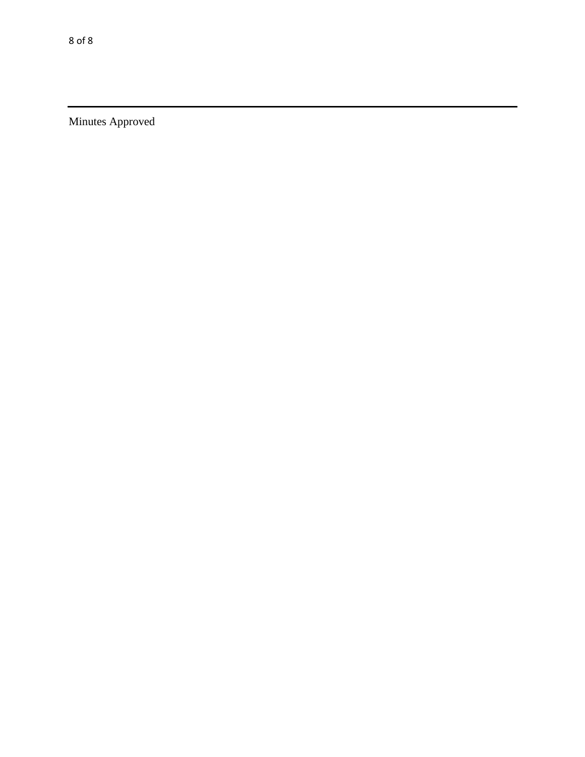---

Minutes Approved